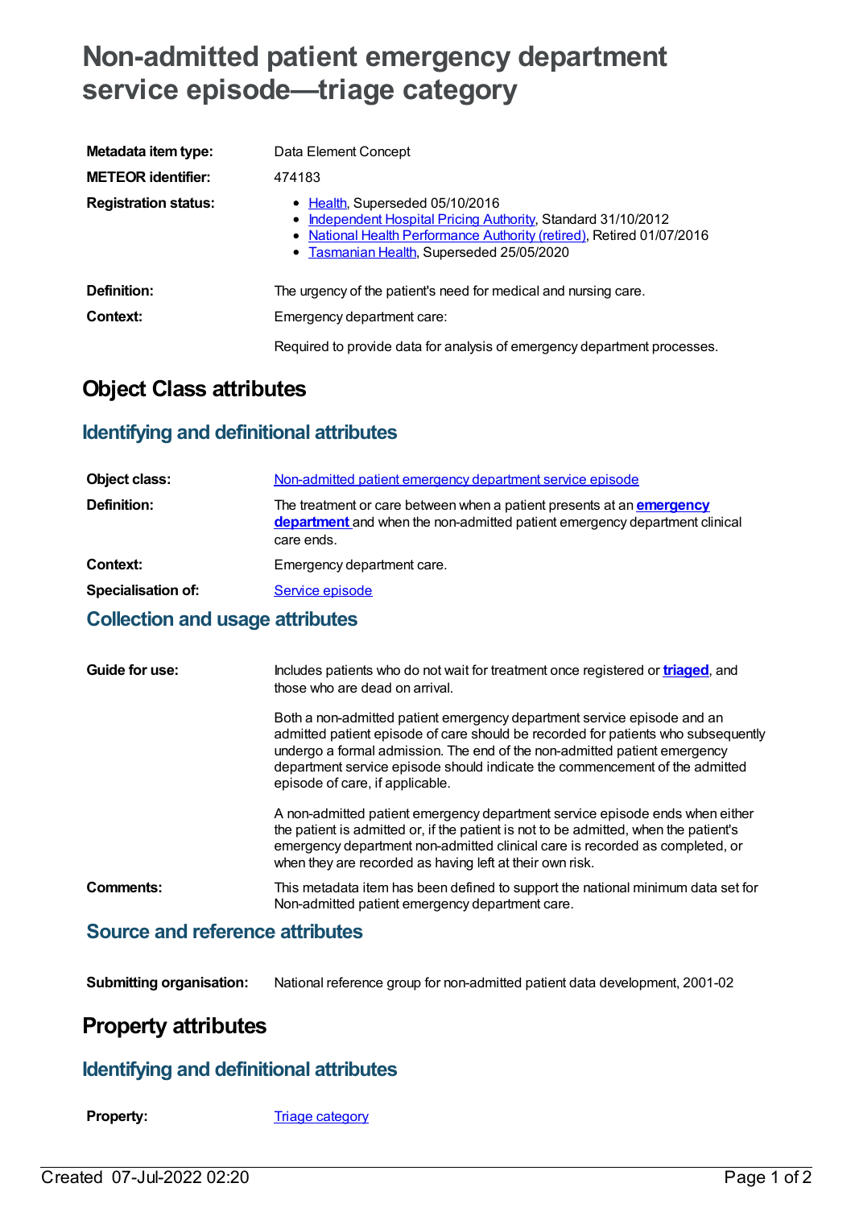# Non-admitted patient emergency department service episode—triage category

| | |
|---|---|
| **Metadata item type:** | Data Element Concept |
| **METEOR identifier:** | 474183 |
| **Registration status:** | • Health, Superseded 05/10/2016<br>• Independent Hospital Pricing Authority, Standard 31/10/2012<br>• National Health Performance Authority (retired), Retired 01/07/2016<br>• Tasmanian Health, Superseded 25/05/2020 |
| **Definition:** | The urgency of the patient's need for medical and nursing care. |
| **Context:** | Emergency department care:<br><br>Required to provide data for analysis of emergency department processes. |

## Object Class attributes

### Identifying and definitional attributes

| | |
|---|---|
| **Object class:** | Non-admitted patient emergency department service episode |
| **Definition:** | The treatment or care between when a patient presents at an **emergency department** and when the non-admitted patient emergency department clinical care ends. |
| **Context:** | Emergency department care. |
| **Specialisation of:** | Service episode |

### Collection and usage attributes

| | |
|---|---|
| **Guide for use:** | Includes patients who do not wait for treatment once registered or **triaged**, and those who are dead on arrival.<br><br>Both a non-admitted patient emergency department service episode and an admitted patient episode of care should be recorded for patients who subsequently undergo a formal admission. The end of the non-admitted patient emergency department service episode should indicate the commencement of the admitted episode of care, if applicable.<br><br>A non-admitted patient emergency department service episode ends when either the patient is admitted or, if the patient is not to be admitted, when the patient's emergency department non-admitted clinical care is recorded as completed, or when they are recorded as having left at their own risk. |
| **Comments:** | This metadata item has been defined to support the national minimum data set for Non-admitted patient emergency department care. |

### Source and reference attributes

| | |
|---|---|
| **Submitting organisation:** | National reference group for non-admitted patient data development, 2001-02 |

## Property attributes

### Identifying and definitional attributes

| | |
|---|---|
| **Property:** | Triage category |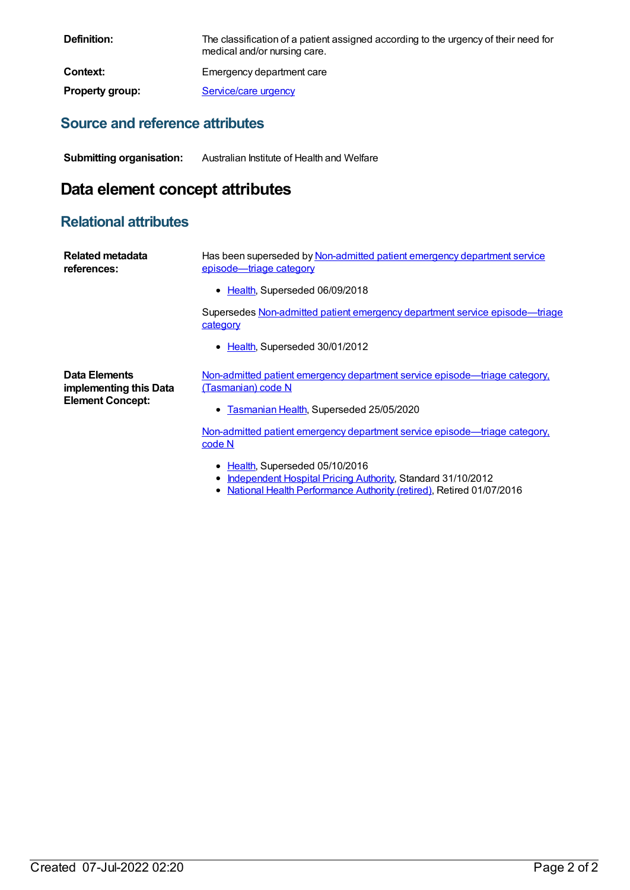**Definition:** The classification of a patient assigned according to the urgency of their need for medical and/or nursing care.

**Context:** Emergency department care

**Property group:** Service/care urgency

## Source and reference attributes

**Submitting organisation:** Australian Institute of Health and Welfare

# Data element concept attributes

## Relational attributes

**Related metadata references:**

Has been superseded by Non-admitted patient emergency department service episode—triage category

- Health, Superseded 06/09/2018

Supersedes Non-admitted patient emergency department service episode—triage category

- Health, Superseded 30/01/2012

**Data Elements implementing this Data Element Concept:**

Non-admitted patient emergency department service episode—triage category, (Tasmanian) code N

- Tasmanian Health, Superseded 25/05/2020

Non-admitted patient emergency department service episode—triage category, code N

- Health, Superseded 05/10/2016
- Independent Hospital Pricing Authority, Standard 31/10/2012
- National Health Performance Authority (retired), Retired 01/07/2016